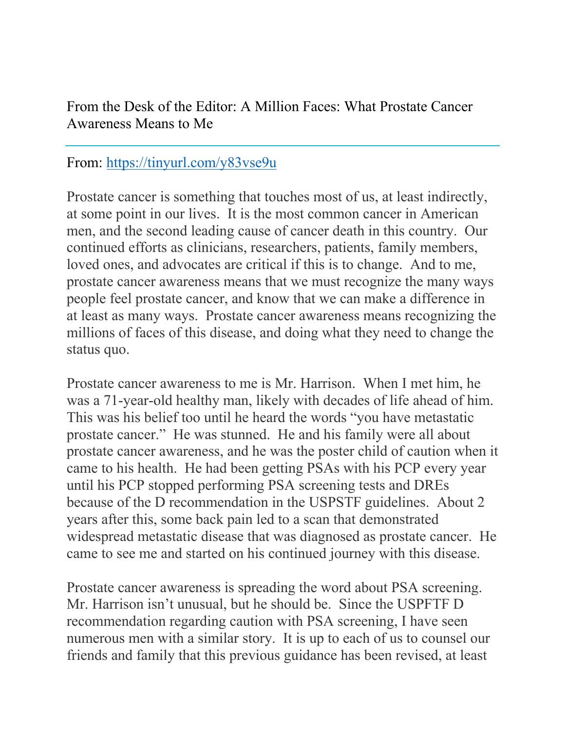# From the Desk of the Editor: A Million Faces: What Prostate Cancer Awareness Means to Me

From: https://tinyurl.com/y83vse9u

Prostate cancer is something that touches most of us, at least indirectly, at some point in our lives. It is the most common cancer in American men, and the second leading cause of cancer death in this country. Our continued efforts as clinicians, researchers, patients, family members, loved ones, and advocates are critical if this is to change. And to me, prostate cancer awareness means that we must recognize the many ways people feel prostate cancer, and know that we can make a difference in at least as many ways. Prostate cancer awareness means recognizing the millions of faces of this disease, and doing what they need to change the status quo.

Prostate cancer awareness to me is Mr. Harrison. When I met him, he was a 71-year-old healthy man, likely with decades of life ahead of him. This was his belief too until he heard the words "you have metastatic prostate cancer." He was stunned. He and his family were all about prostate cancer awareness, and he was the poster child of caution when it came to his health. He had been getting PSAs with his PCP every year until his PCP stopped performing PSA screening tests and DREs because of the D recommendation in the USPSTF guidelines. About 2 years after this, some back pain led to a scan that demonstrated widespread metastatic disease that was diagnosed as prostate cancer. He came to see me and started on his continued journey with this disease.

Prostate cancer awareness is spreading the word about PSA screening. Mr. Harrison isn't unusual, but he should be. Since the USPFTF D recommendation regarding caution with PSA screening, I have seen numerous men with a similar story. It is up to each of us to counsel our friends and family that this previous guidance has been revised, at least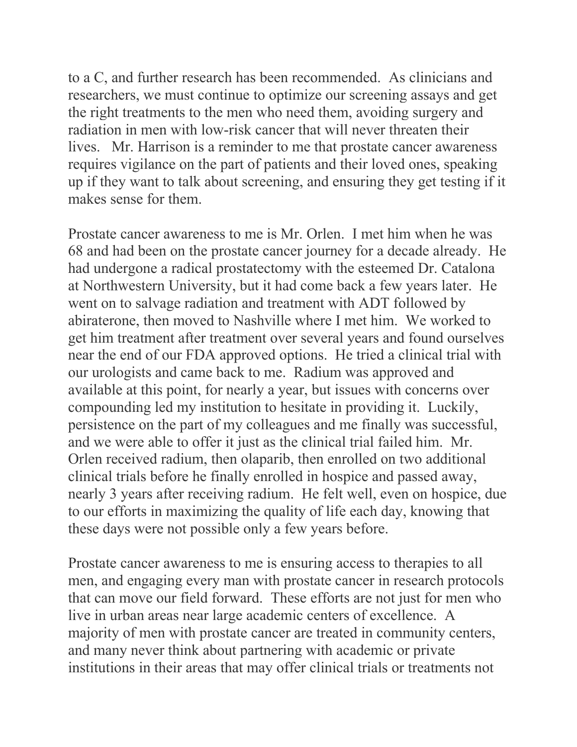to a C, and further research has been recommended. As clinicians and researchers, we must continue to optimize our screening assays and get the right treatments to the men who need them, avoiding surgery and radiation in men with low-risk cancer that will never threaten their lives. Mr. Harrison is a reminder to me that prostate cancer awareness requires vigilance on the part of patients and their loved ones, speaking up if they want to talk about screening, and ensuring they get testing if it makes sense for them.

Prostate cancer awareness to me is Mr. Orlen. I met him when he was 68 and had been on the prostate cancer journey for a decade already. He had undergone a radical prostatectomy with the esteemed Dr. Catalona at Northwestern University, but it had come back a few years later. He went on to salvage radiation and treatment with ADT followed by abiraterone, then moved to Nashville where I met him. We worked to get him treatment after treatment over several years and found ourselves near the end of our FDA approved options. He tried a clinical trial with our urologists and came back to me. Radium was approved and available at this point, for nearly a year, but issues with concerns over compounding led my institution to hesitate in providing it. Luckily, persistence on the part of my colleagues and me finally was successful, and we were able to offer it just as the clinical trial failed him. Mr. Orlen received radium, then olaparib, then enrolled on two additional clinical trials before he finally enrolled in hospice and passed away, nearly 3 years after receiving radium. He felt well, even on hospice, due to our efforts in maximizing the quality of life each day, knowing that these days were not possible only a few years before.

Prostate cancer awareness to me is ensuring access to therapies to all men, and engaging every man with prostate cancer in research protocols that can move our field forward. These efforts are not just for men who live in urban areas near large academic centers of excellence. A majority of men with prostate cancer are treated in community centers, and many never think about partnering with academic or private institutions in their areas that may offer clinical trials or treatments not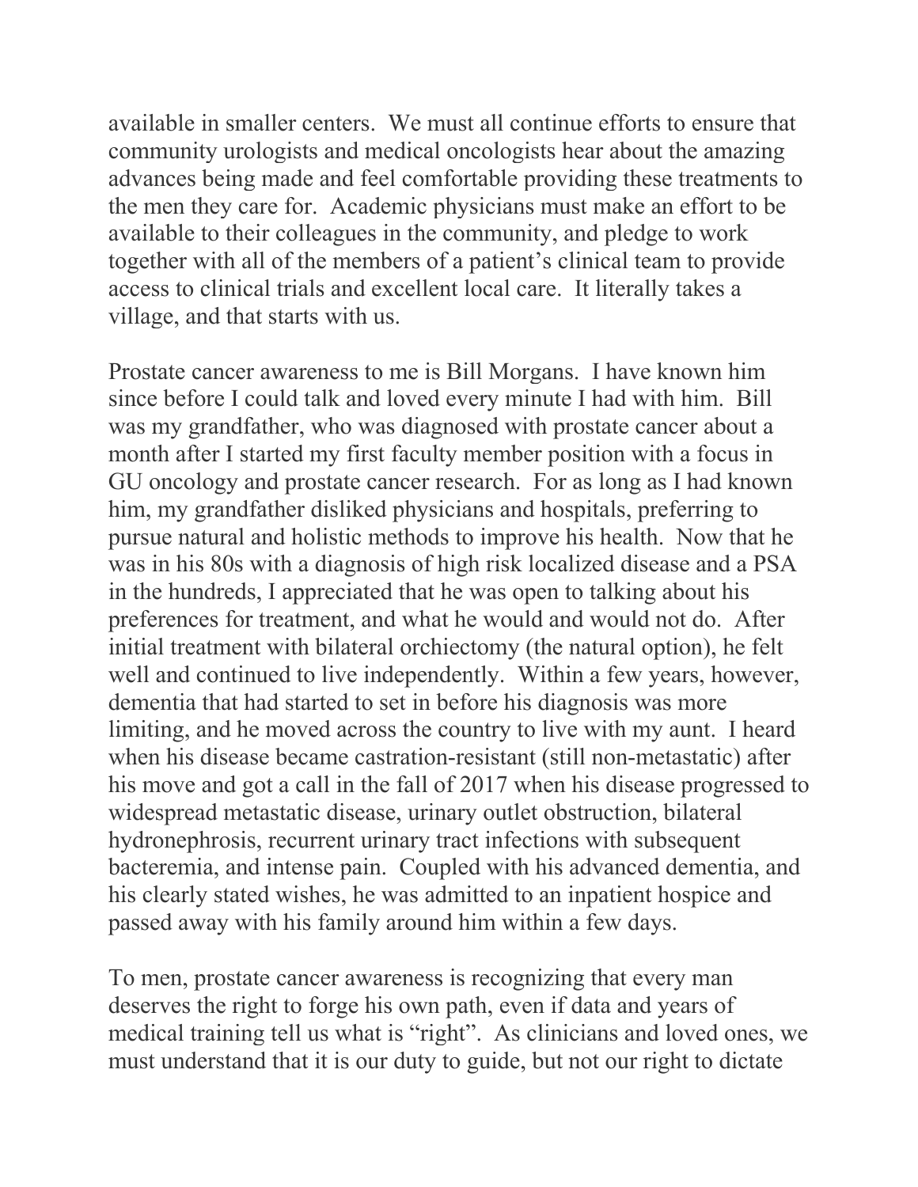available in smaller centers. We must all continue efforts to ensure that community urologists and medical oncologists hear about the amazing advances being made and feel comfortable providing these treatments to the men they care for. Academic physicians must make an effort to be available to their colleagues in the community, and pledge to work together with all of the members of a patient's clinical team to provide access to clinical trials and excellent local care. It literally takes a village, and that starts with us.

Prostate cancer awareness to me is Bill Morgans. I have known him since before I could talk and loved every minute I had with him. Bill was my grandfather, who was diagnosed with prostate cancer about a month after I started my first faculty member position with a focus in GU oncology and prostate cancer research. For as long as I had known him, my grandfather disliked physicians and hospitals, preferring to pursue natural and holistic methods to improve his health. Now that he was in his 80s with a diagnosis of high risk localized disease and a PSA in the hundreds, I appreciated that he was open to talking about his preferences for treatment, and what he would and would not do. After initial treatment with bilateral orchiectomy (the natural option), he felt well and continued to live independently. Within a few years, however, dementia that had started to set in before his diagnosis was more limiting, and he moved across the country to live with my aunt. I heard when his disease became castration-resistant (still non-metastatic) after his move and got a call in the fall of 2017 when his disease progressed to widespread metastatic disease, urinary outlet obstruction, bilateral hydronephrosis, recurrent urinary tract infections with subsequent bacteremia, and intense pain. Coupled with his advanced dementia, and his clearly stated wishes, he was admitted to an inpatient hospice and passed away with his family around him within a few days.

To men, prostate cancer awareness is recognizing that every man deserves the right to forge his own path, even if data and years of medical training tell us what is "right". As clinicians and loved ones, we must understand that it is our duty to guide, but not our right to dictate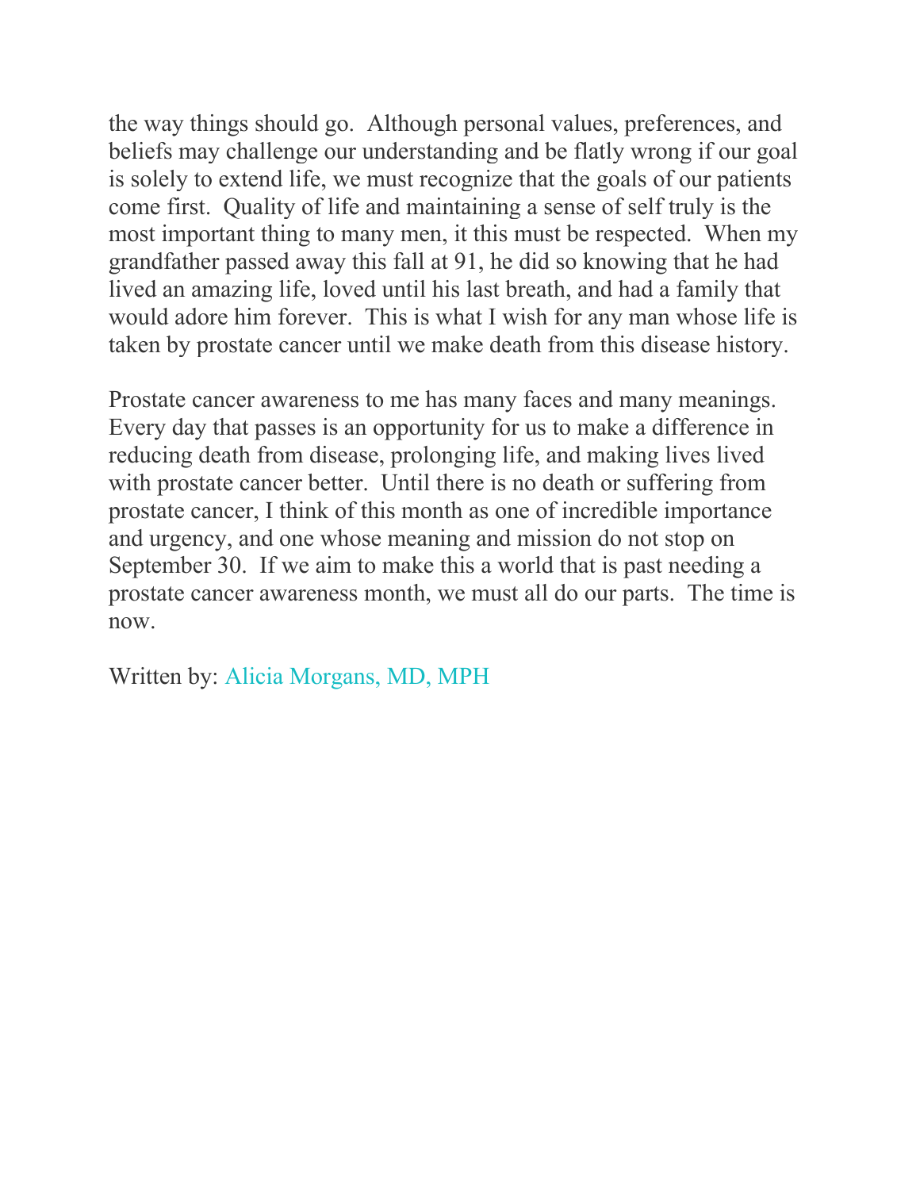the way things should go.  Although personal values, preferences, and beliefs may challenge our understanding and be flatly wrong if our goal is solely to extend life, we must recognize that the goals of our patients come first.  Quality of life and maintaining a sense of self truly is the most important thing to many men, it this must be respected.  When my grandfather passed away this fall at 91, he did so knowing that he had lived an amazing life, loved until his last breath, and had a family that would adore him forever.  This is what I wish for any man whose life is taken by prostate cancer until we make death from this disease history.

Prostate cancer awareness to me has many faces and many meanings. Every day that passes is an opportunity for us to make a difference in reducing death from disease, prolonging life, and making lives lived with prostate cancer better.  Until there is no death or suffering from prostate cancer, I think of this month as one of incredible importance and urgency, and one whose meaning and mission do not stop on September 30.  If we aim to make this a world that is past needing a prostate cancer awareness month, we must all do our parts.  The time is now.

Written by: Alicia Morgans, MD, MPH